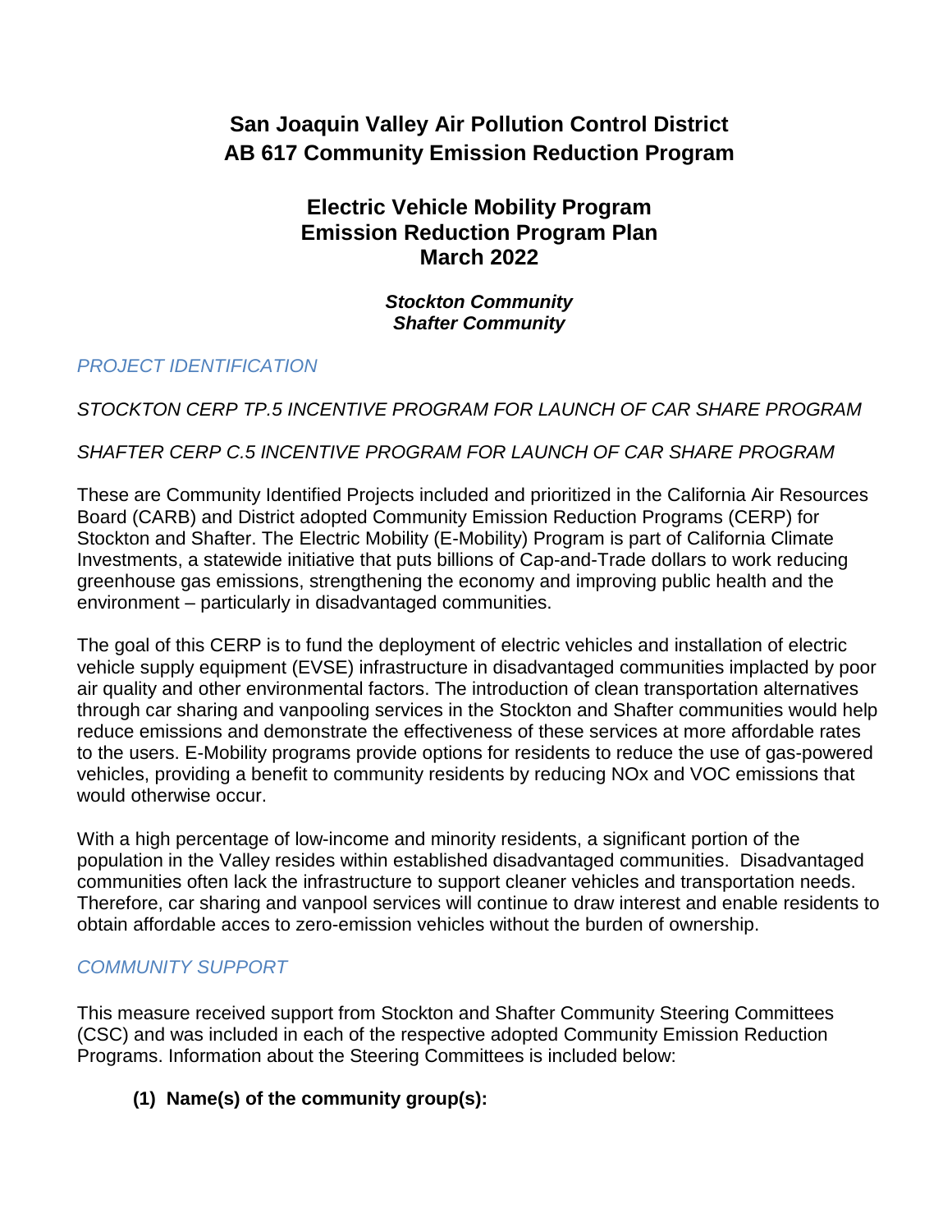# San Joaquin Valley Air Pollution Control District
# AB 617 Community Emission Reduction Program

## Electric Vehicle Mobility Program
## Emission Reduction Program Plan
## March 2022

***Stockton Community***
***Shafter Community***

### *PROJECT IDENTIFICATION*

*STOCKTON CERP TP.5 INCENTIVE PROGRAM FOR LAUNCH OF CAR SHARE PROGRAM*

*SHAFTER CERP C.5 INCENTIVE PROGRAM FOR LAUNCH OF CAR SHARE PROGRAM*

These are Community Identified Projects included and prioritized in the California Air Resources Board (CARB) and District adopted Community Emission Reduction Programs (CERP) for Stockton and Shafter. The Electric Mobility (E-Mobility) Program is part of California Climate Investments, a statewide initiative that puts billions of Cap-and-Trade dollars to work reducing greenhouse gas emissions, strengthening the economy and improving public health and the environment – particularly in disadvantaged communities.

The goal of this CERP is to fund the deployment of electric vehicles and installation of electric vehicle supply equipment (EVSE) infrastructure in disadvantaged communities implacted by poor air quality and other environmental factors. The introduction of clean transportation alternatives through car sharing and vanpooling services in the Stockton and Shafter communities would help reduce emissions and demonstrate the effectiveness of these services at more affordable rates to the users. E-Mobility programs provide options for residents to reduce the use of gas-powered vehicles, providing a benefit to community residents by reducing NOx and VOC emissions that would otherwise occur.

With a high percentage of low-income and minority residents, a significant portion of the population in the Valley resides within established disadvantaged communities. Disadvantaged communities often lack the infrastructure to support cleaner vehicles and transportation needs. Therefore, car sharing and vanpool services will continue to draw interest and enable residents to obtain affordable acces to zero-emission vehicles without the burden of ownership.

### *COMMUNITY SUPPORT*

This measure received support from Stockton and Shafter Community Steering Committees (CSC) and was included in each of the respective adopted Community Emission Reduction Programs. Information about the Steering Committees is included below:

**(1) Name(s) of the community group(s):**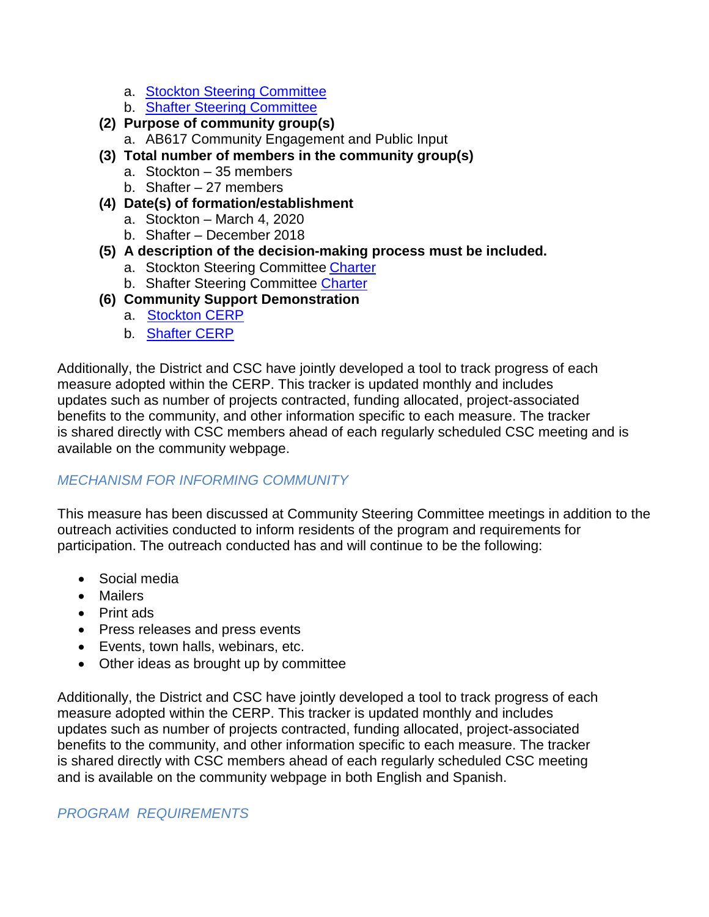a. Stockton Steering Committee
   b. Shafter Steering Committee

**(2) Purpose of community group(s)**
   a. AB617 Community Engagement and Public Input

**(3) Total number of members in the community group(s)**
   a. Stockton – 35 members
   b. Shafter – 27 members

**(4) Date(s) of formation/establishment**
   a. Stockton – March 4, 2020
   b. Shafter – December 2018

**(5) A description of the decision-making process must be included.**
   a. Stockton Steering Committee Charter
   b. Shafter Steering Committee Charter

**(6) Community Support Demonstration**
   a. Stockton CERP
   b. Shafter CERP

Additionally, the District and CSC have jointly developed a tool to track progress of each measure adopted within the CERP. This tracker is updated monthly and includes updates such as number of projects contracted, funding allocated, project-associated benefits to the community, and other information specific to each measure. The tracker is shared directly with CSC members ahead of each regularly scheduled CSC meeting and is available on the community webpage.

*MECHANISM FOR INFORMING COMMUNITY*

This measure has been discussed at Community Steering Committee meetings in addition to the outreach activities conducted to inform residents of the program and requirements for participation. The outreach conducted has and will continue to be the following:

- Social media
- Mailers
- Print ads
- Press releases and press events
- Events, town halls, webinars, etc.
- Other ideas as brought up by committee

Additionally, the District and CSC have jointly developed a tool to track progress of each measure adopted within the CERP. This tracker is updated monthly and includes updates such as number of projects contracted, funding allocated, project-associated benefits to the community, and other information specific to each measure. The tracker is shared directly with CSC members ahead of each regularly scheduled CSC meeting and is available on the community webpage in both English and Spanish.

*PROGRAM REQUIREMENTS*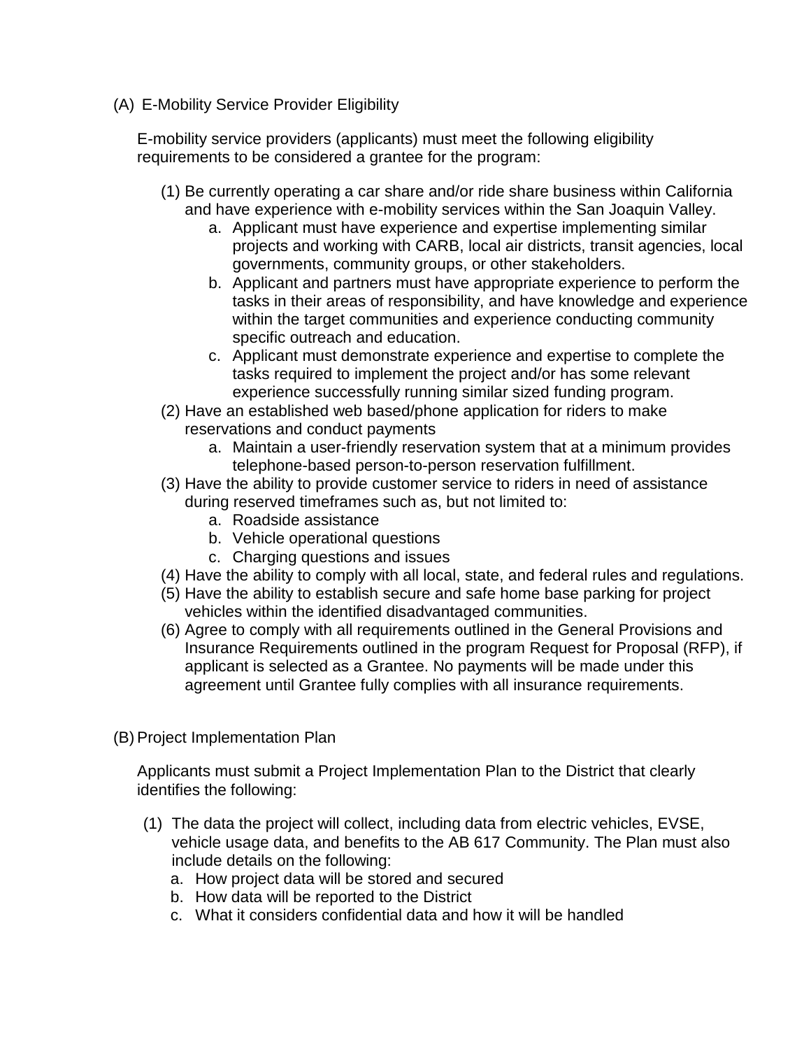## (A) E-Mobility Service Provider Eligibility

E-mobility service providers (applicants) must meet the following eligibility requirements to be considered a grantee for the program:

(1) Be currently operating a car share and/or ride share business within California and have experience with e-mobility services within the San Joaquin Valley.
   a. Applicant must have experience and expertise implementing similar projects and working with CARB, local air districts, transit agencies, local governments, community groups, or other stakeholders.
   b. Applicant and partners must have appropriate experience to perform the tasks in their areas of responsibility, and have knowledge and experience within the target communities and experience conducting community specific outreach and education.
   c. Applicant must demonstrate experience and expertise to complete the tasks required to implement the project and/or has some relevant experience successfully running similar sized funding program.

(2) Have an established web based/phone application for riders to make reservations and conduct payments
   a. Maintain a user-friendly reservation system that at a minimum provides telephone-based person-to-person reservation fulfillment.

(3) Have the ability to provide customer service to riders in need of assistance during reserved timeframes such as, but not limited to:
   a. Roadside assistance
   b. Vehicle operational questions
   c. Charging questions and issues

(4) Have the ability to comply with all local, state, and federal rules and regulations.

(5) Have the ability to establish secure and safe home base parking for project vehicles within the identified disadvantaged communities.

(6) Agree to comply with all requirements outlined in the General Provisions and Insurance Requirements outlined in the program Request for Proposal (RFP), if applicant is selected as a Grantee. No payments will be made under this agreement until Grantee fully complies with all insurance requirements.

## (B) Project Implementation Plan

Applicants must submit a Project Implementation Plan to the District that clearly identifies the following:

(1) The data the project will collect, including data from electric vehicles, EVSE, vehicle usage data, and benefits to the AB 617 Community. The Plan must also include details on the following:
   a. How project data will be stored and secured
   b. How data will be reported to the District
   c. What it considers confidential data and how it will be handled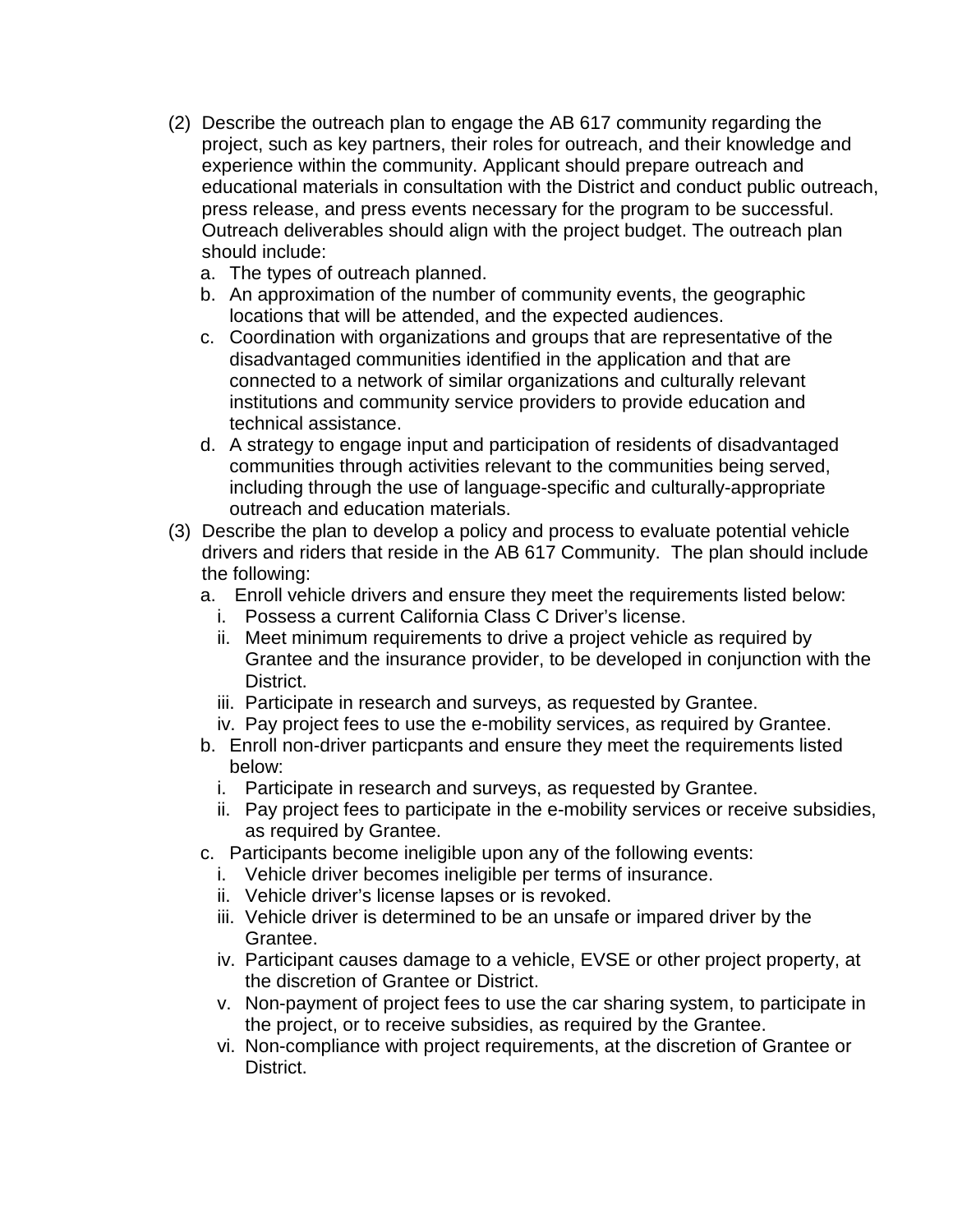(2) Describe the outreach plan to engage the AB 617 community regarding the project, such as key partners, their roles for outreach, and their knowledge and experience within the community. Applicant should prepare outreach and educational materials in consultation with the District and conduct public outreach, press release, and press events necessary for the program to be successful. Outreach deliverables should align with the project budget. The outreach plan should include:

   a. The types of outreach planned.
   b. An approximation of the number of community events, the geographic locations that will be attended, and the expected audiences.
   c. Coordination with organizations and groups that are representative of the disadvantaged communities identified in the application and that are connected to a network of similar organizations and culturally relevant institutions and community service providers to provide education and technical assistance.
   d. A strategy to engage input and participation of residents of disadvantaged communities through activities relevant to the communities being served, including through the use of language-specific and culturally-appropriate outreach and education materials.

(3) Describe the plan to develop a policy and process to evaluate potential vehicle drivers and riders that reside in the AB 617 Community. The plan should include the following:

   a. Enroll vehicle drivers and ensure they meet the requirements listed below:
      i. Possess a current California Class C Driver's license.
      ii. Meet minimum requirements to drive a project vehicle as required by Grantee and the insurance provider, to be developed in conjunction with the District.
      iii. Participate in research and surveys, as requested by Grantee.
      iv. Pay project fees to use the e-mobility services, as required by Grantee.
   b. Enroll non-driver particpants and ensure they meet the requirements listed below:
      i. Participate in research and surveys, as requested by Grantee.
      ii. Pay project fees to participate in the e-mobility services or receive subsidies, as required by Grantee.
   c. Participants become ineligible upon any of the following events:
      i. Vehicle driver becomes ineligible per terms of insurance.
      ii. Vehicle driver's license lapses or is revoked.
      iii. Vehicle driver is determined to be an unsafe or impared driver by the Grantee.
      iv. Participant causes damage to a vehicle, EVSE or other project property, at the discretion of Grantee or District.
      v. Non-payment of project fees to use the car sharing system, to participate in the project, or to receive subsidies, as required by the Grantee.
      vi. Non-compliance with project requirements, at the discretion of Grantee or District.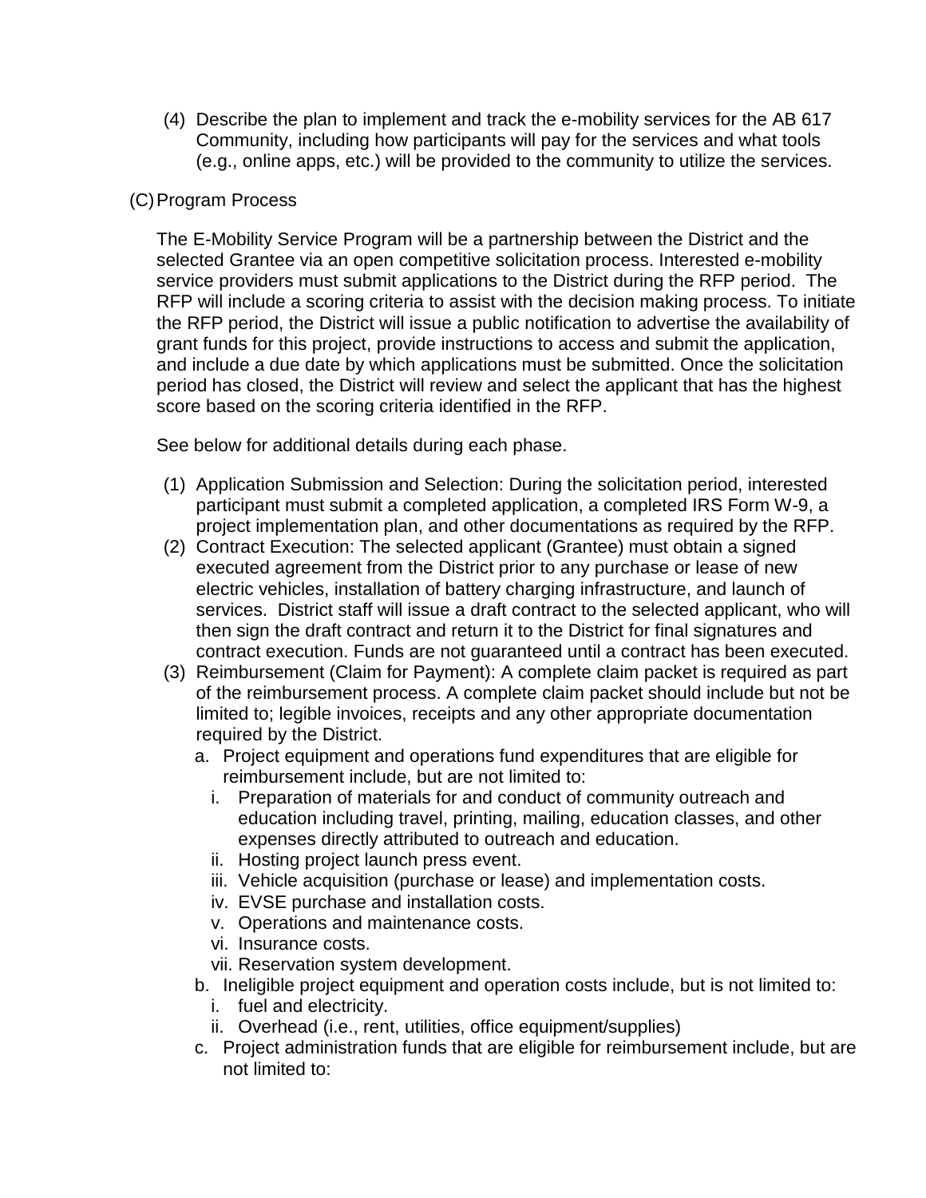(4) Describe the plan to implement and track the e-mobility services for the AB 617 Community, including how participants will pay for the services and what tools (e.g., online apps, etc.) will be provided to the community to utilize the services.

(C) Program Process

The E-Mobility Service Program will be a partnership between the District and the selected Grantee via an open competitive solicitation process. Interested e-mobility service providers must submit applications to the District during the RFP period. The RFP will include a scoring criteria to assist with the decision making process. To initiate the RFP period, the District will issue a public notification to advertise the availability of grant funds for this project, provide instructions to access and submit the application, and include a due date by which applications must be submitted. Once the solicitation period has closed, the District will review and select the applicant that has the highest score based on the scoring criteria identified in the RFP.

See below for additional details during each phase.

(1) Application Submission and Selection: During the solicitation period, interested participant must submit a completed application, a completed IRS Form W-9, a project implementation plan, and other documentations as required by the RFP.
(2) Contract Execution: The selected applicant (Grantee) must obtain a signed executed agreement from the District prior to any purchase or lease of new electric vehicles, installation of battery charging infrastructure, and launch of services. District staff will issue a draft contract to the selected applicant, who will then sign the draft contract and return it to the District for final signatures and contract execution. Funds are not guaranteed until a contract has been executed.
(3) Reimbursement (Claim for Payment): A complete claim packet is required as part of the reimbursement process. A complete claim packet should include but not be limited to; legible invoices, receipts and any other appropriate documentation required by the District.
    a. Project equipment and operations fund expenditures that are eligible for reimbursement include, but are not limited to:
        i. Preparation of materials for and conduct of community outreach and education including travel, printing, mailing, education classes, and other expenses directly attributed to outreach and education.
        ii. Hosting project launch press event.
        iii. Vehicle acquisition (purchase or lease) and implementation costs.
        iv. EVSE purchase and installation costs.
        v. Operations and maintenance costs.
        vi. Insurance costs.
        vii. Reservation system development.
    b. Ineligible project equipment and operation costs include, but is not limited to:
        i. fuel and electricity.
        ii. Overhead (i.e., rent, utilities, office equipment/supplies)
    c. Project administration funds that are eligible for reimbursement include, but are not limited to: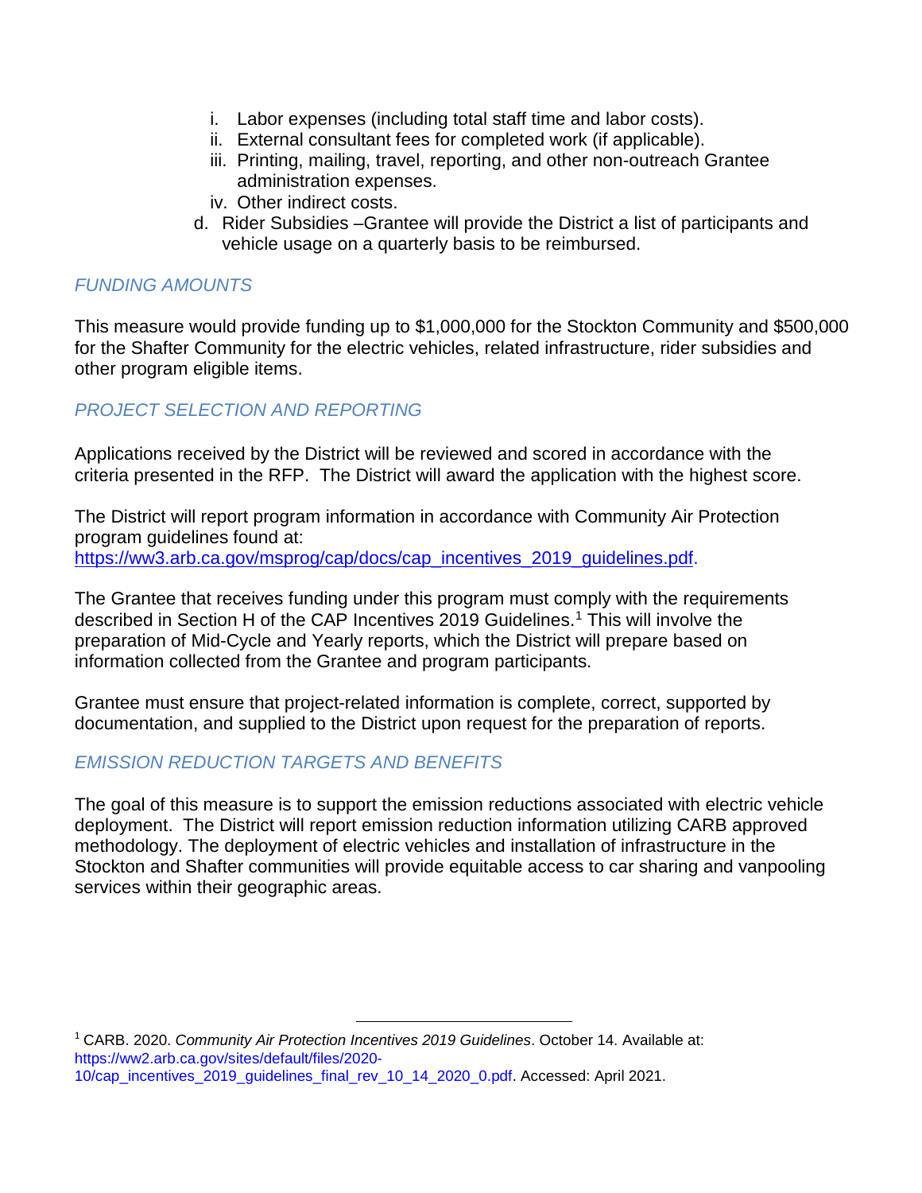i. Labor expenses (including total staff time and labor costs).
ii. External consultant fees for completed work (if applicable).
iii. Printing, mailing, travel, reporting, and other non-outreach Grantee administration expenses.
iv. Other indirect costs.

d. Rider Subsidies –Grantee will provide the District a list of participants and vehicle usage on a quarterly basis to be reimbursed.

### *FUNDING AMOUNTS*

This measure would provide funding up to $1,000,000 for the Stockton Community and $500,000 for the Shafter Community for the electric vehicles, related infrastructure, rider subsidies and other program eligible items.

### *PROJECT SELECTION AND REPORTING*

Applications received by the District will be reviewed and scored in accordance with the criteria presented in the RFP. The District will award the application with the highest score.

The District will report program information in accordance with Community Air Protection program guidelines found at: https://ww3.arb.ca.gov/msprog/cap/docs/cap_incentives_2019_guidelines.pdf.

The Grantee that receives funding under this program must comply with the requirements described in Section H of the CAP Incentives 2019 Guidelines.[1] This will involve the preparation of Mid-Cycle and Yearly reports, which the District will prepare based on information collected from the Grantee and program participants.

Grantee must ensure that project-related information is complete, correct, supported by documentation, and supplied to the District upon request for the preparation of reports.

### *EMISSION REDUCTION TARGETS AND BENEFITS*

The goal of this measure is to support the emission reductions associated with electric vehicle deployment. The District will report emission reduction information utilizing CARB approved methodology. The deployment of electric vehicles and installation of infrastructure in the Stockton and Shafter communities will provide equitable access to car sharing and vanpooling services within their geographic areas.

---

[1] CARB. 2020. *Community Air Protection Incentives 2019 Guidelines*. October 14. Available at: https://ww2.arb.ca.gov/sites/default/files/2020-10/cap_incentives_2019_guidelines_final_rev_10_14_2020_0.pdf. Accessed: April 2021.